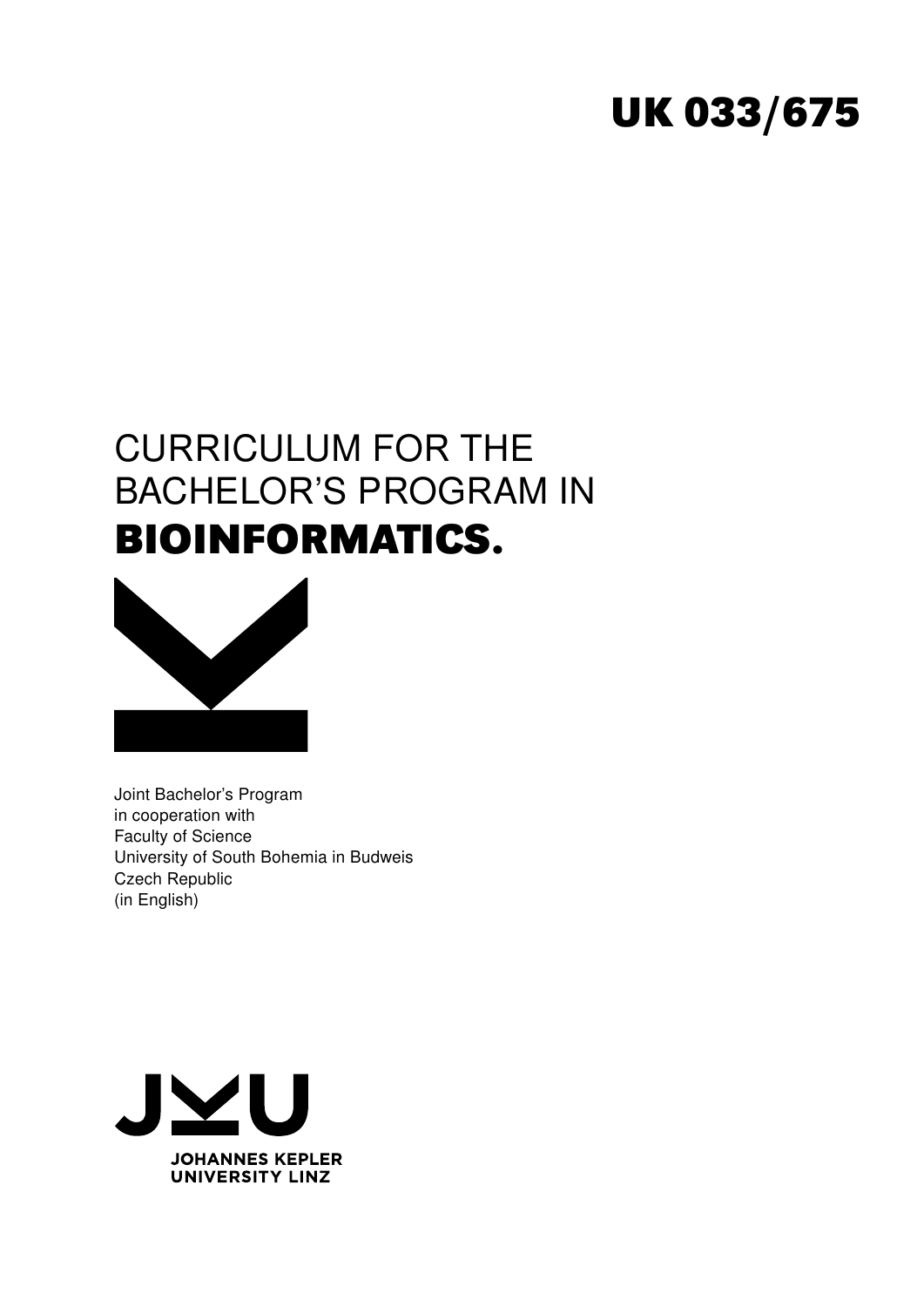**UK 033/675**

# CURRICULUM FOR THE BACHELOR'S PROGRAM IN **BIOINFORMATICS.**

Joint Bachelor's Program
in cooperation with
Faculty of Science
University of South Bohemia in Budweis
Czech Republic
(in English)

JOHANNES KEPLER
UNIVERSITY LINZ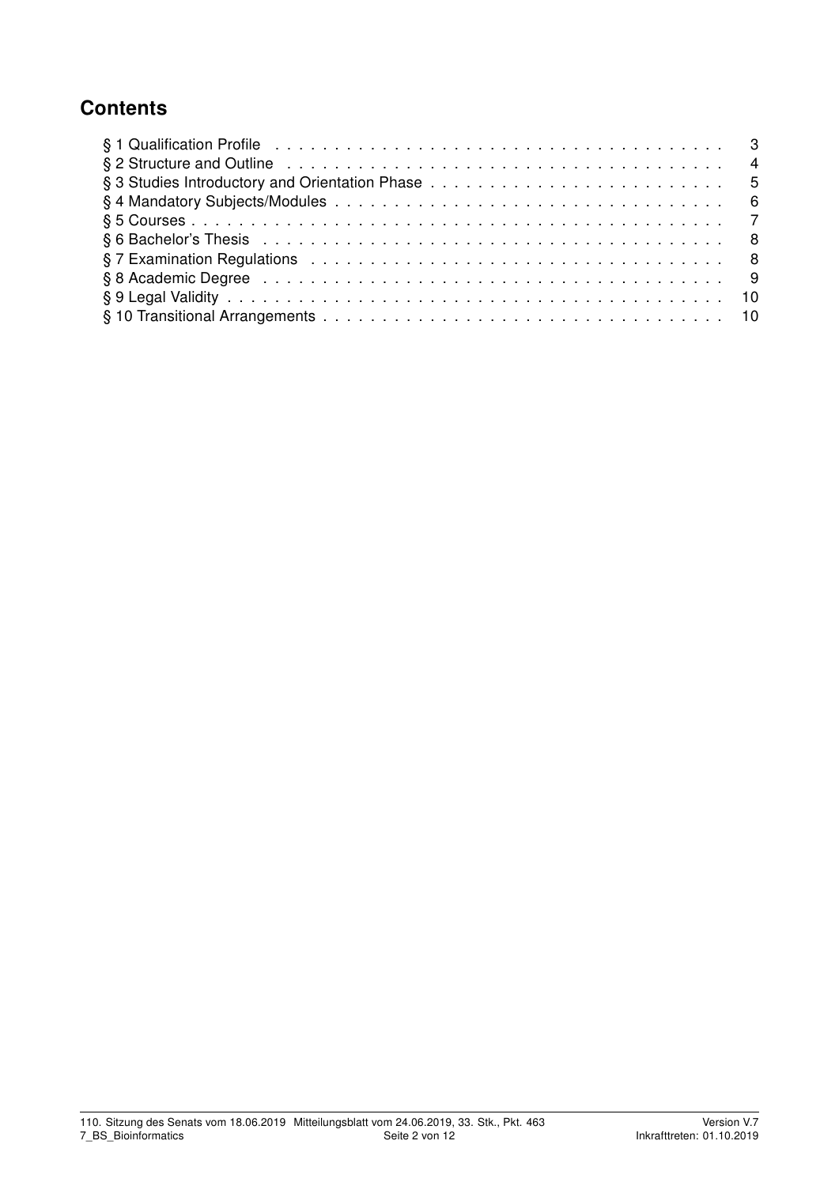## Contents

§ 1 Qualification Profile . . . . . . . . . . . . . . . . . . . . . . . . . . . . . . . . . . . . . 3
§ 2 Structure and Outline . . . . . . . . . . . . . . . . . . . . . . . . . . . . . . . . . . . . . 4
§ 3 Studies Introductory and Orientation Phase . . . . . . . . . . . . . . . . . . . . . . . . 5
§ 4 Mandatory Subjects/Modules . . . . . . . . . . . . . . . . . . . . . . . . . . . . . . . . 6
§ 5 Courses . . . . . . . . . . . . . . . . . . . . . . . . . . . . . . . . . . . . . . . . . . . 7
§ 6 Bachelor's Thesis . . . . . . . . . . . . . . . . . . . . . . . . . . . . . . . . . . . . . . 8
§ 7 Examination Regulations . . . . . . . . . . . . . . . . . . . . . . . . . . . . . . . . . . 8
§ 8 Academic Degree . . . . . . . . . . . . . . . . . . . . . . . . . . . . . . . . . . . . . . 9
§ 9 Legal Validity . . . . . . . . . . . . . . . . . . . . . . . . . . . . . . . . . . . . . . . . 10
§ 10 Transitional Arrangements . . . . . . . . . . . . . . . . . . . . . . . . . . . . . . . . . 10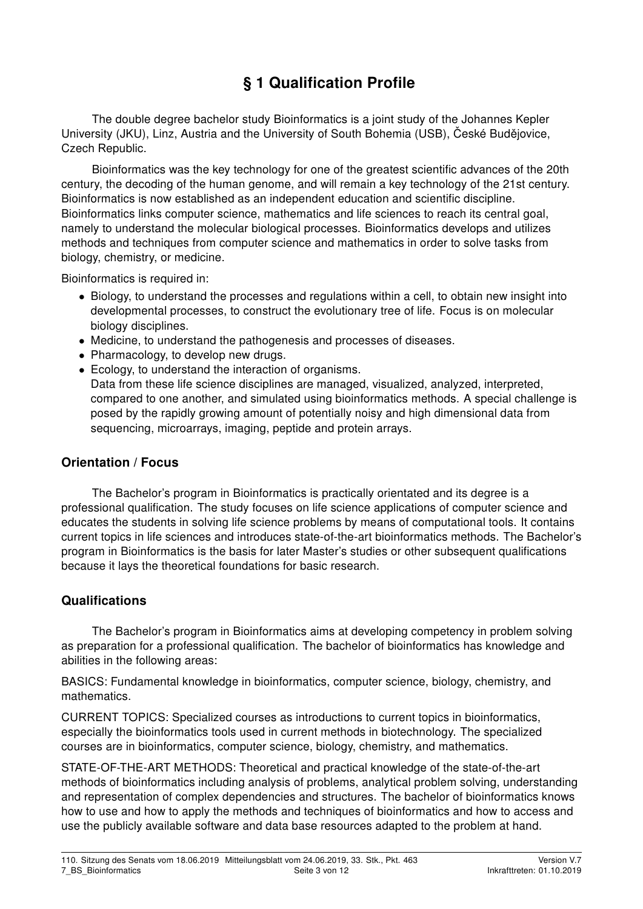# § 1 Qualification Profile

The double degree bachelor study Bioinformatics is a joint study of the Johannes Kepler University (JKU), Linz, Austria and the University of South Bohemia (USB), České Budějovice, Czech Republic.

Bioinformatics was the key technology for one of the greatest scientific advances of the 20th century, the decoding of the human genome, and will remain a key technology of the 21st century. Bioinformatics is now established as an independent education and scientific discipline. Bioinformatics links computer science, mathematics and life sciences to reach its central goal, namely to understand the molecular biological processes. Bioinformatics develops and utilizes methods and techniques from computer science and mathematics in order to solve tasks from biology, chemistry, or medicine.

Bioinformatics is required in:

- Biology, to understand the processes and regulations within a cell, to obtain new insight into developmental processes, to construct the evolutionary tree of life. Focus is on molecular biology disciplines.
- Medicine, to understand the pathogenesis and processes of diseases.
- Pharmacology, to develop new drugs.
- Ecology, to understand the interaction of organisms.
  Data from these life science disciplines are managed, visualized, analyzed, interpreted, compared to one another, and simulated using bioinformatics methods. A special challenge is posed by the rapidly growing amount of potentially noisy and high dimensional data from sequencing, microarrays, imaging, peptide and protein arrays.

## Orientation / Focus

The Bachelor's program in Bioinformatics is practically orientated and its degree is a professional qualification. The study focuses on life science applications of computer science and educates the students in solving life science problems by means of computational tools. It contains current topics in life sciences and introduces state-of-the-art bioinformatics methods. The Bachelor's program in Bioinformatics is the basis for later Master's studies or other subsequent qualifications because it lays the theoretical foundations for basic research.

## Qualifications

The Bachelor's program in Bioinformatics aims at developing competency in problem solving as preparation for a professional qualification. The bachelor of bioinformatics has knowledge and abilities in the following areas:

BASICS: Fundamental knowledge in bioinformatics, computer science, biology, chemistry, and mathematics.

CURRENT TOPICS: Specialized courses as introductions to current topics in bioinformatics, especially the bioinformatics tools used in current methods in biotechnology. The specialized courses are in bioinformatics, computer science, biology, chemistry, and mathematics.

STATE-OF-THE-ART METHODS: Theoretical and practical knowledge of the state-of-the-art methods of bioinformatics including analysis of problems, analytical problem solving, understanding and representation of complex dependencies and structures. The bachelor of bioinformatics knows how to use and how to apply the methods and techniques of bioinformatics and how to access and use the publicly available software and data base resources adapted to the problem at hand.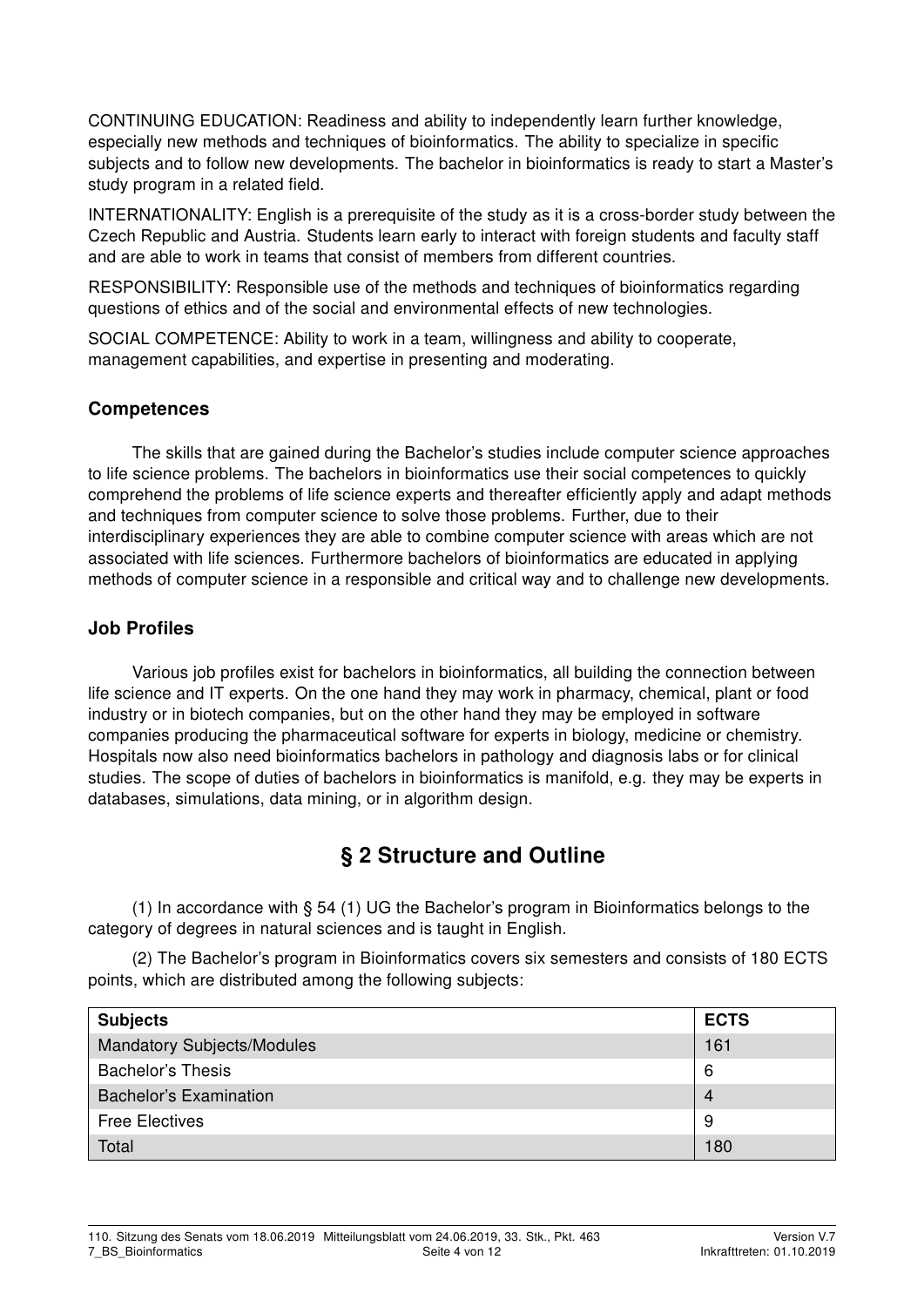CONTINUING EDUCATION: Readiness and ability to independently learn further knowledge, especially new methods and techniques of bioinformatics. The ability to specialize in specific subjects and to follow new developments. The bachelor in bioinformatics is ready to start a Master's study program in a related field.

INTERNATIONALITY: English is a prerequisite of the study as it is a cross-border study between the Czech Republic and Austria. Students learn early to interact with foreign students and faculty staff and are able to work in teams that consist of members from different countries.

RESPONSIBILITY: Responsible use of the methods and techniques of bioinformatics regarding questions of ethics and of the social and environmental effects of new technologies.

SOCIAL COMPETENCE: Ability to work in a team, willingness and ability to cooperate, management capabilities, and expertise in presenting and moderating.

### Competences

The skills that are gained during the Bachelor's studies include computer science approaches to life science problems. The bachelors in bioinformatics use their social competences to quickly comprehend the problems of life science experts and thereafter efficiently apply and adapt methods and techniques from computer science to solve those problems. Further, due to their interdisciplinary experiences they are able to combine computer science with areas which are not associated with life sciences. Furthermore bachelors of bioinformatics are educated in applying methods of computer science in a responsible and critical way and to challenge new developments.

### Job Profiles

Various job profiles exist for bachelors in bioinformatics, all building the connection between life science and IT experts. On the one hand they may work in pharmacy, chemical, plant or food industry or in biotech companies, but on the other hand they may be employed in software companies producing the pharmaceutical software for experts in biology, medicine or chemistry. Hospitals now also need bioinformatics bachelors in pathology and diagnosis labs or for clinical studies. The scope of duties of bachelors in bioinformatics is manifold, e.g. they may be experts in databases, simulations, data mining, or in algorithm design.

## § 2 Structure and Outline

(1) In accordance with § 54 (1) UG the Bachelor's program in Bioinformatics belongs to the category of degrees in natural sciences and is taught in English.

(2) The Bachelor's program in Bioinformatics covers six semesters and consists of 180 ECTS points, which are distributed among the following subjects:

| Subjects | ECTS |
| --- | --- |
| Mandatory Subjects/Modules | 161 |
| Bachelor's Thesis | 6 |
| Bachelor's Examination | 4 |
| Free Electives | 9 |
| Total | 180 |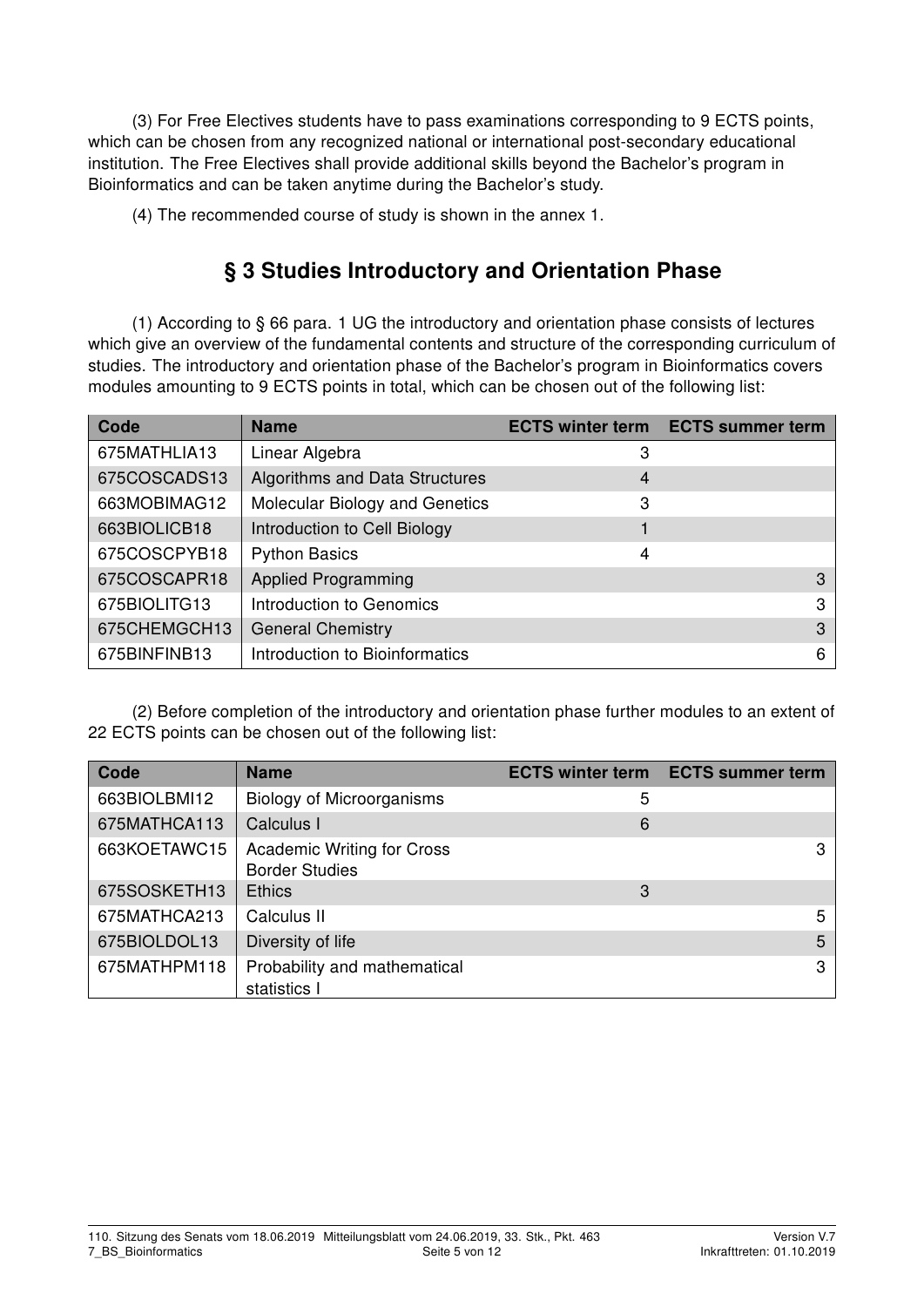(3) For Free Electives students have to pass examinations corresponding to 9 ECTS points, which can be chosen from any recognized national or international post-secondary educational institution. The Free Electives shall provide additional skills beyond the Bachelor's program in Bioinformatics and can be taken anytime during the Bachelor's study.

(4) The recommended course of study is shown in the annex 1.

## § 3 Studies Introductory and Orientation Phase

(1) According to § 66 para. 1 UG the introductory and orientation phase consists of lectures which give an overview of the fundamental contents and structure of the corresponding curriculum of studies. The introductory and orientation phase of the Bachelor's program in Bioinformatics covers modules amounting to 9 ECTS points in total, which can be chosen out of the following list:

| Code | Name | ECTS winter term | ECTS summer term |
|---|---|---|---|
| 675MATHLIA13 | Linear Algebra | 3 | |
| 675COSCADS13 | Algorithms and Data Structures | 4 | |
| 663MOBIMAG12 | Molecular Biology and Genetics | 3 | |
| 663BIOLICB18 | Introduction to Cell Biology | 1 | |
| 675COSCPYB18 | Python Basics | 4 | |
| 675COSCAPR18 | Applied Programming | | 3 |
| 675BIOLITG13 | Introduction to Genomics | | 3 |
| 675CHEMGCH13 | General Chemistry | | 3 |
| 675BINFINB13 | Introduction to Bioinformatics | | 6 |

(2) Before completion of the introductory and orientation phase further modules to an extent of 22 ECTS points can be chosen out of the following list:

| Code | Name | ECTS winter term | ECTS summer term |
|---|---|---|---|
| 663BIOLBMI12 | Biology of Microorganisms | 5 | |
| 675MATHCA113 | Calculus I | 6 | |
| 663KOETAWC15 | Academic Writing for Cross Border Studies | | 3 |
| 675SOSKETH13 | Ethics | 3 | |
| 675MATHCA213 | Calculus II | | 5 |
| 675BIOLDOL13 | Diversity of life | | 5 |
| 675MATHPM118 | Probability and mathematical statistics I | | 3 |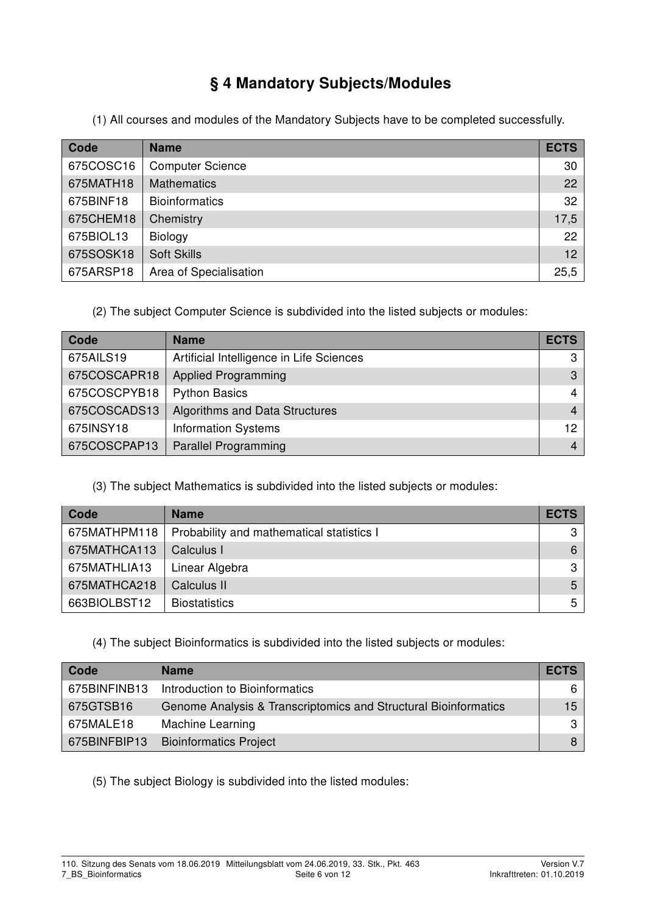# § 4 Mandatory Subjects/Modules

(1) All courses and modules of the Mandatory Subjects have to be completed successfully.

| Code | Name | ECTS |
|---|---|---|
| 675COSC16 | Computer Science | 30 |
| 675MATH18 | Mathematics | 22 |
| 675BINF18 | Bioinformatics | 32 |
| 675CHEM18 | Chemistry | 17,5 |
| 675BIOL13 | Biology | 22 |
| 675SOSK18 | Soft Skills | 12 |
| 675ARSP18 | Area of Specialisation | 25,5 |

(2) The subject Computer Science is subdivided into the listed subjects or modules:

| Code | Name | ECTS |
|---|---|---|
| 675AILS19 | Artificial Intelligence in Life Sciences | 3 |
| 675COSCAPR18 | Applied Programming | 3 |
| 675COSCPYB18 | Python Basics | 4 |
| 675COSCADS13 | Algorithms and Data Structures | 4 |
| 675INSY18 | Information Systems | 12 |
| 675COSCPAP13 | Parallel Programming | 4 |

(3) The subject Mathematics is subdivided into the listed subjects or modules:

| Code | Name | ECTS |
|---|---|---|
| 675MATHPM118 | Probability and mathematical statistics I | 3 |
| 675MATHCA113 | Calculus I | 6 |
| 675MATHLIA13 | Linear Algebra | 3 |
| 675MATHCA218 | Calculus II | 5 |
| 663BIOLBST12 | Biostatistics | 5 |

(4) The subject Bioinformatics is subdivided into the listed subjects or modules:

| Code | Name | ECTS |
|---|---|---|
| 675BINFINB13 | Introduction to Bioinformatics | 6 |
| 675GTSB16 | Genome Analysis & Transcriptomics and Structural Bioinformatics | 15 |
| 675MALE18 | Machine Learning | 3 |
| 675BINFBIP13 | Bioinformatics Project | 8 |

(5) The subject Biology is subdivided into the listed modules: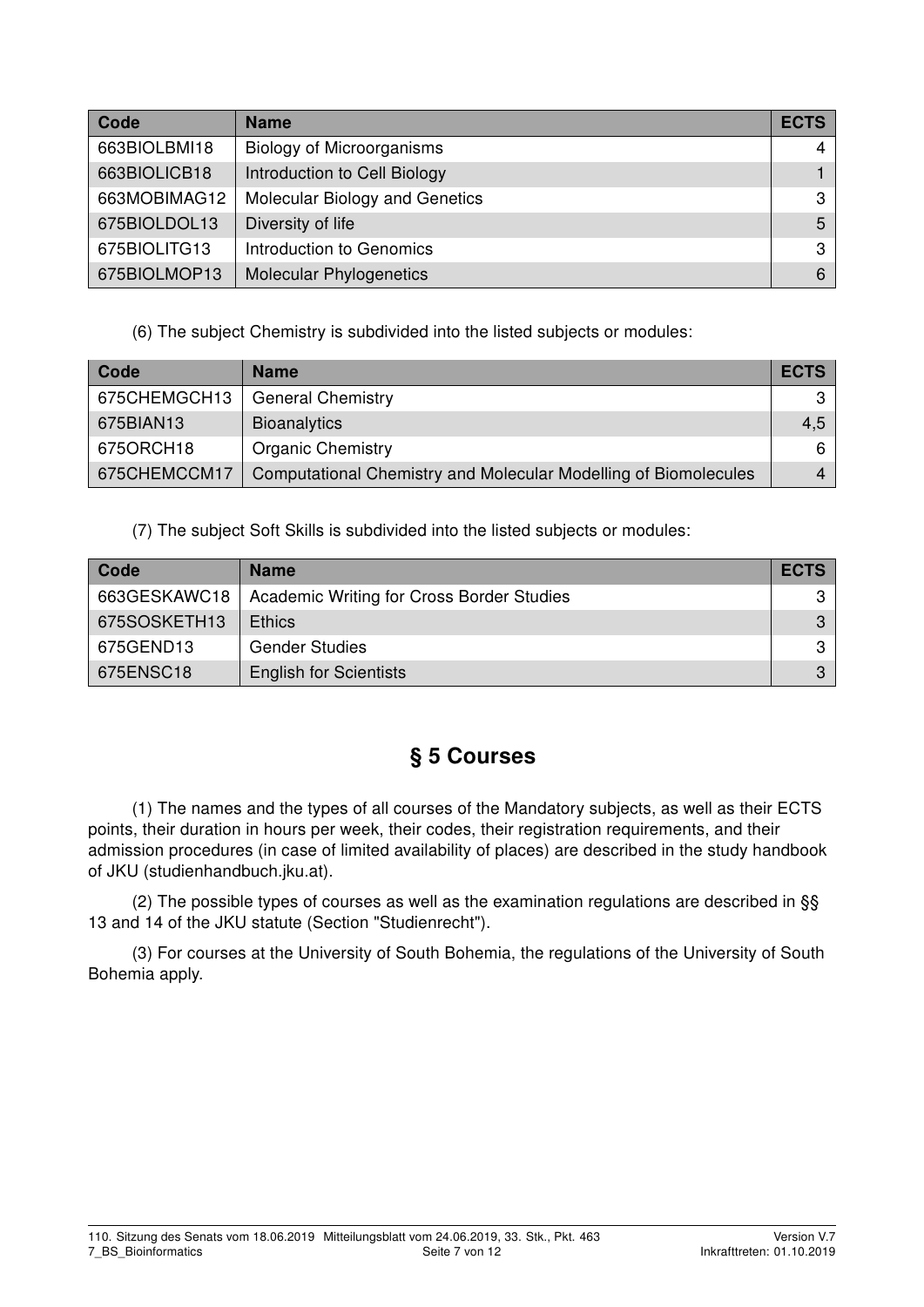| Code | Name | ECTS |
|---|---|---|
| 663BIOLBMI18 | Biology of Microorganisms | 4 |
| 663BIOLICB18 | Introduction to Cell Biology | 1 |
| 663MOBIMAG12 | Molecular Biology and Genetics | 3 |
| 675BIOLDOL13 | Diversity of life | 5 |
| 675BIOLITG13 | Introduction to Genomics | 3 |
| 675BIOLMOP13 | Molecular Phylogenetics | 6 |

(6) The subject Chemistry is subdivided into the listed subjects or modules:

| Code | Name | ECTS |
|---|---|---|
| 675CHEMGCH13 | General Chemistry | 3 |
| 675BIAN13 | Bioanalytics | 4,5 |
| 675ORCH18 | Organic Chemistry | 6 |
| 675CHEMCCM17 | Computational Chemistry and Molecular Modelling of Biomolecules | 4 |

(7) The subject Soft Skills is subdivided into the listed subjects or modules:

| Code | Name | ECTS |
|---|---|---|
| 663GESKAWC18 | Academic Writing for Cross Border Studies | 3 |
| 675SOSKETH13 | Ethics | 3 |
| 675GEND13 | Gender Studies | 3 |
| 675ENSC18 | English for Scientists | 3 |

## § 5 Courses

(1) The names and the types of all courses of the Mandatory subjects, as well as their ECTS points, their duration in hours per week, their codes, their registration requirements, and their admission procedures (in case of limited availability of places) are described in the study handbook of JKU (studienhandbuch.jku.at).

(2) The possible types of courses as well as the examination regulations are described in §§ 13 and 14 of the JKU statute (Section "Studienrecht").

(3) For courses at the University of South Bohemia, the regulations of the University of South Bohemia apply.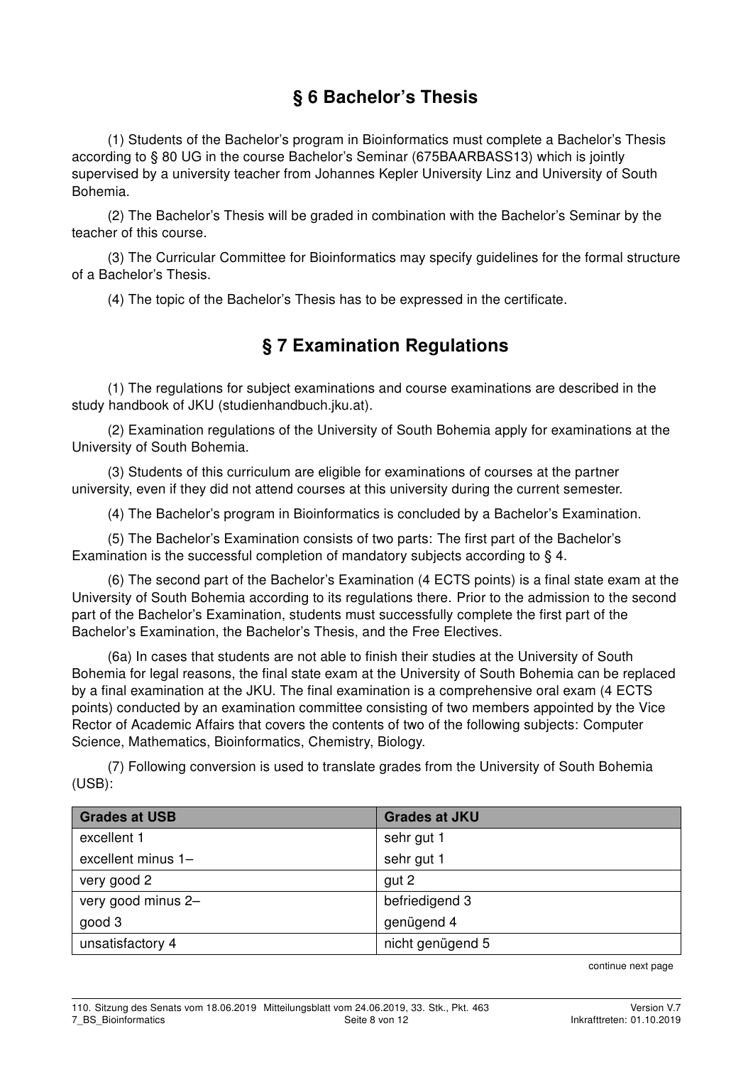## § 6 Bachelor's Thesis

(1) Students of the Bachelor's program in Bioinformatics must complete a Bachelor's Thesis according to § 80 UG in the course Bachelor's Seminar (675BAARBASS13) which is jointly supervised by a university teacher from Johannes Kepler University Linz and University of South Bohemia.

(2) The Bachelor's Thesis will be graded in combination with the Bachelor's Seminar by the teacher of this course.

(3) The Curricular Committee for Bioinformatics may specify guidelines for the formal structure of a Bachelor's Thesis.

(4) The topic of the Bachelor's Thesis has to be expressed in the certificate.

## § 7 Examination Regulations

(1) The regulations for subject examinations and course examinations are described in the study handbook of JKU (studienhandbuch.jku.at).

(2) Examination regulations of the University of South Bohemia apply for examinations at the University of South Bohemia.

(3) Students of this curriculum are eligible for examinations of courses at the partner university, even if they did not attend courses at this university during the current semester.

(4) The Bachelor's program in Bioinformatics is concluded by a Bachelor's Examination.

(5) The Bachelor's Examination consists of two parts: The first part of the Bachelor's Examination is the successful completion of mandatory subjects according to § 4.

(6) The second part of the Bachelor's Examination (4 ECTS points) is a final state exam at the University of South Bohemia according to its regulations there. Prior to the admission to the second part of the Bachelor's Examination, students must successfully complete the first part of the Bachelor's Examination, the Bachelor's Thesis, and the Free Electives.

(6a) In cases that students are not able to finish their studies at the University of South Bohemia for legal reasons, the final state exam at the University of South Bohemia can be replaced by a final examination at the JKU. The final examination is a comprehensive oral exam (4 ECTS points) conducted by an examination committee consisting of two members appointed by the Vice Rector of Academic Affairs that covers the contents of two of the following subjects: Computer Science, Mathematics, Bioinformatics, Chemistry, Biology.

(7) Following conversion is used to translate grades from the University of South Bohemia (USB):

| Grades at USB | Grades at JKU |
|---|---|
| excellent 1 | sehr gut 1 |
| excellent minus 1– | sehr gut 1 |
| very good 2 | gut 2 |
| very good minus 2– | befriedigend 3 |
| good 3 | genügend 4 |
| unsatisfactory 4 | nicht genügend 5 |

continue next page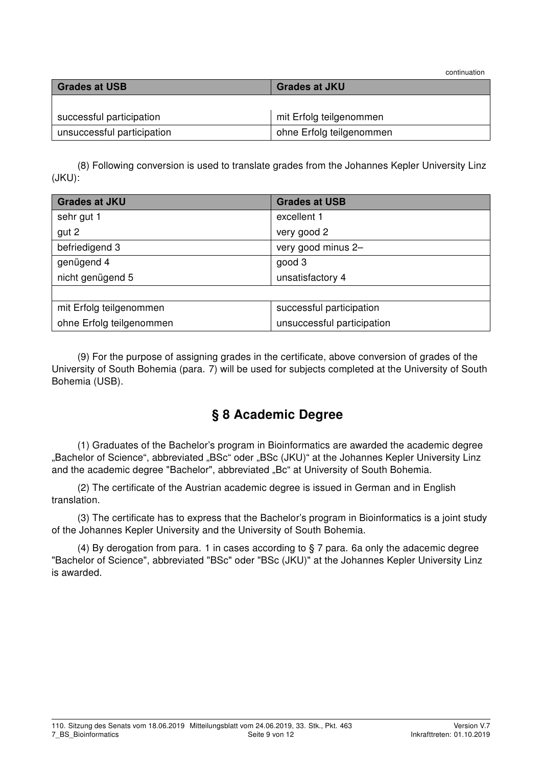continuation

| Grades at USB | Grades at JKU |
|---|---|
| | |
| successful participation | mit Erfolg teilgenommen |
| unsuccessful participation | ohne Erfolg teilgenommen |

(8) Following conversion is used to translate grades from the Johannes Kepler University Linz (JKU):

| Grades at JKU | Grades at USB |
|---|---|
| sehr gut 1 | excellent 1 |
| gut 2 | very good 2 |
| befriedigend 3 | very good minus 2– |
| genügend 4 | good 3 |
| nicht genügend 5 | unsatisfactory 4 |
| | |
| mit Erfolg teilgenommen | successful participation |
| ohne Erfolg teilgenommen | unsuccessful participation |

(9) For the purpose of assigning grades in the certificate, above conversion of grades of the University of South Bohemia (para. 7) will be used for subjects completed at the University of South Bohemia (USB).

## § 8 Academic Degree

(1) Graduates of the Bachelor's program in Bioinformatics are awarded the academic degree „Bachelor of Science", abbreviated „BSc" oder „BSc (JKU)" at the Johannes Kepler University Linz and the academic degree "Bachelor", abbreviated „Bc" at University of South Bohemia.

(2) The certificate of the Austrian academic degree is issued in German and in English translation.

(3) The certificate has to express that the Bachelor's program in Bioinformatics is a joint study of the Johannes Kepler University and the University of South Bohemia.

(4) By derogation from para. 1 in cases according to § 7 para. 6a only the adacemic degree "Bachelor of Science", abbreviated "BSc" oder "BSc (JKU)" at the Johannes Kepler University Linz is awarded.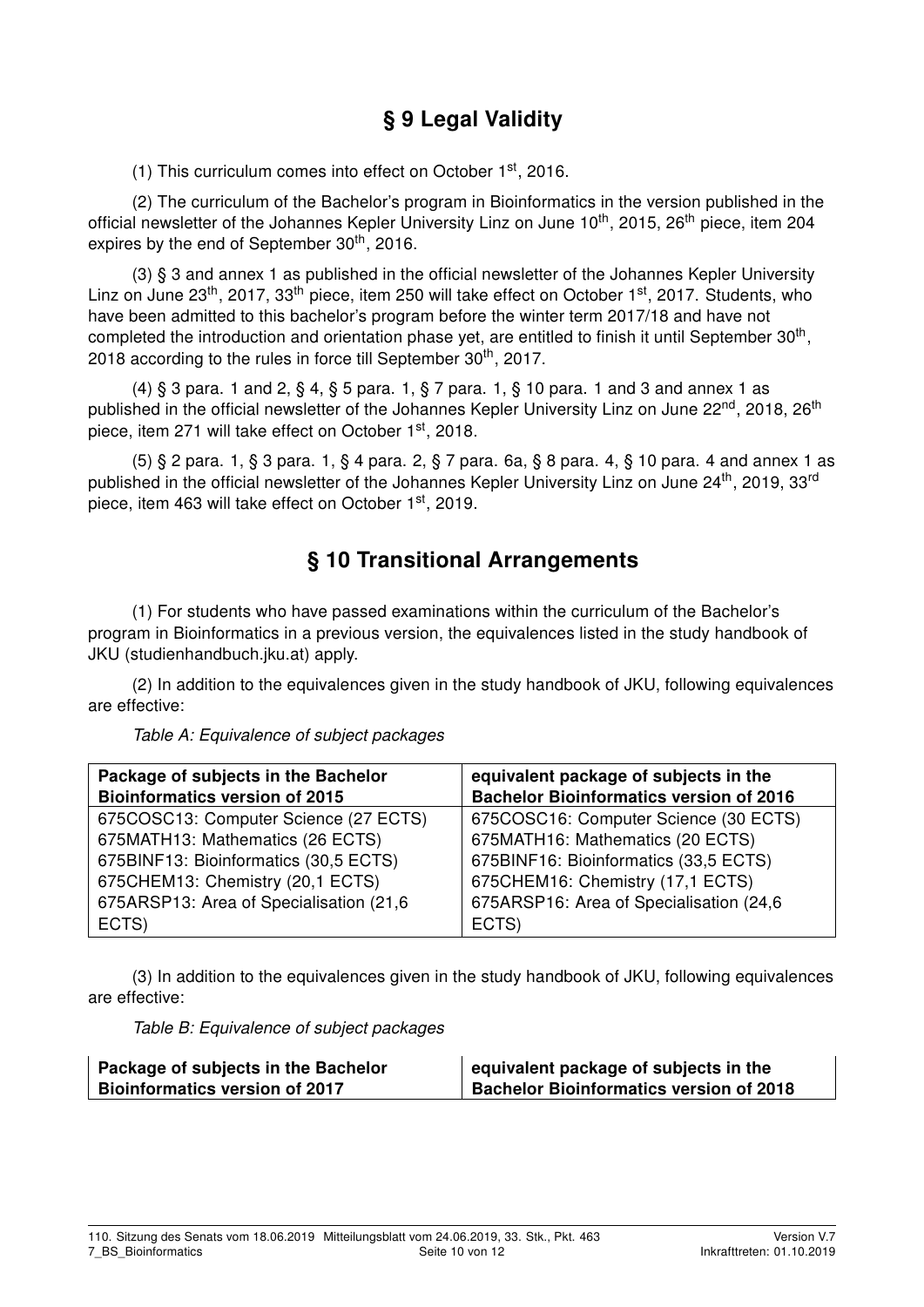## § 9 Legal Validity

(1) This curriculum comes into effect on October 1st, 2016.

(2) The curriculum of the Bachelor's program in Bioinformatics in the version published in the official newsletter of the Johannes Kepler University Linz on June 10th, 2015, 26th piece, item 204 expires by the end of September 30th, 2016.

(3) § 3 and annex 1 as published in the official newsletter of the Johannes Kepler University Linz on June 23th, 2017, 33th piece, item 250 will take effect on October 1st, 2017. Students, who have been admitted to this bachelor's program before the winter term 2017/18 and have not completed the introduction and orientation phase yet, are entitled to finish it until September 30th, 2018 according to the rules in force till September 30th, 2017.

(4) § 3 para. 1 and 2, § 4, § 5 para. 1, § 7 para. 1, § 10 para. 1 and 3 and annex 1 as published in the official newsletter of the Johannes Kepler University Linz on June 22nd, 2018, 26th piece, item 271 will take effect on October 1st, 2018.

(5) § 2 para. 1, § 3 para. 1, § 4 para. 2, § 7 para. 6a, § 8 para. 4, § 10 para. 4 and annex 1 as published in the official newsletter of the Johannes Kepler University Linz on June 24th, 2019, 33rd piece, item 463 will take effect on October 1st, 2019.

## § 10 Transitional Arrangements

(1) For students who have passed examinations within the curriculum of the Bachelor's program in Bioinformatics in a previous version, the equivalences listed in the study handbook of JKU (studienhandbuch.jku.at) apply.

(2) In addition to the equivalences given in the study handbook of JKU, following equivalences are effective:

*Table A: Equivalence of subject packages*

| Package of subjects in the Bachelor Bioinformatics version of 2015 | equivalent package of subjects in the Bachelor Bioinformatics version of 2016 |
|---|---|
| 675COSC13: Computer Science (27 ECTS) | 675COSC16: Computer Science (30 ECTS) |
| 675MATH13: Mathematics (26 ECTS) | 675MATH16: Mathematics (20 ECTS) |
| 675BINF13: Bioinformatics (30,5 ECTS) | 675BINF16: Bioinformatics (33,5 ECTS) |
| 675CHEM13: Chemistry (20,1 ECTS) | 675CHEM16: Chemistry (17,1 ECTS) |
| 675ARSP13: Area of Specialisation (21,6 ECTS) | 675ARSP16: Area of Specialisation (24,6 ECTS) |

(3) In addition to the equivalences given in the study handbook of JKU, following equivalences are effective:

*Table B: Equivalence of subject packages*

| Package of subjects in the Bachelor Bioinformatics version of 2017 | equivalent package of subjects in the Bachelor Bioinformatics version of 2018 |
|---|---|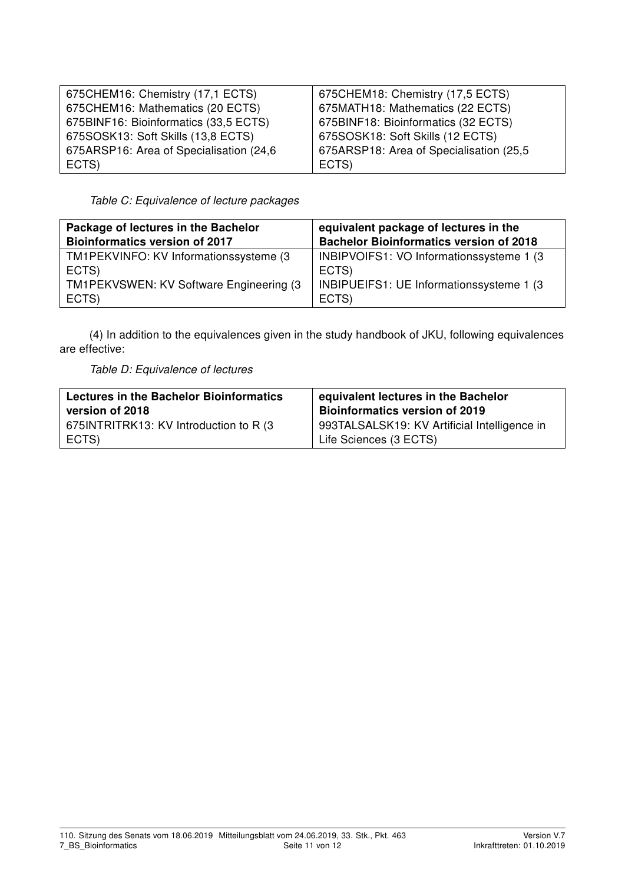| 675CHEM16: Chemistry (17,1 ECTS) | 675CHEM18: Chemistry (17,5 ECTS) |
|---|---|
| 675CHEM16: Mathematics (20 ECTS) | 675MATH18: Mathematics (22 ECTS) |
| 675BINF16: Bioinformatics (33,5 ECTS) | 675BINF18: Bioinformatics (32 ECTS) |
| 675SOSK13: Soft Skills (13,8 ECTS) | 675SOSK18: Soft Skills (12 ECTS) |
| 675ARSP16: Area of Specialisation (24,6 ECTS) | 675ARSP18: Area of Specialisation (25,5 ECTS) |

*Table C: Equivalence of lecture packages*

| Package of lectures in the Bachelor Bioinformatics version of 2017 | equivalent package of lectures in the Bachelor Bioinformatics version of 2018 |
|---|---|
| TM1PEKVINFO: KV Informationssysteme (3 ECTS) | INBIPVOIFS1: VO Informationssysteme 1 (3 ECTS) |
| TM1PEKVSWEN: KV Software Engineering (3 ECTS) | INBIPUEIFS1: UE Informationssysteme 1 (3 ECTS) |

(4) In addition to the equivalences given in the study handbook of JKU, following equivalences are effective:

*Table D: Equivalence of lectures*

| Lectures in the Bachelor Bioinformatics version of 2018 | equivalent lectures in the Bachelor Bioinformatics version of 2019 |
|---|---|
| 675INTRITRK13: KV Introduction to R (3 ECTS) | 993TALSALSK19: KV Artificial Intelligence in Life Sciences (3 ECTS) |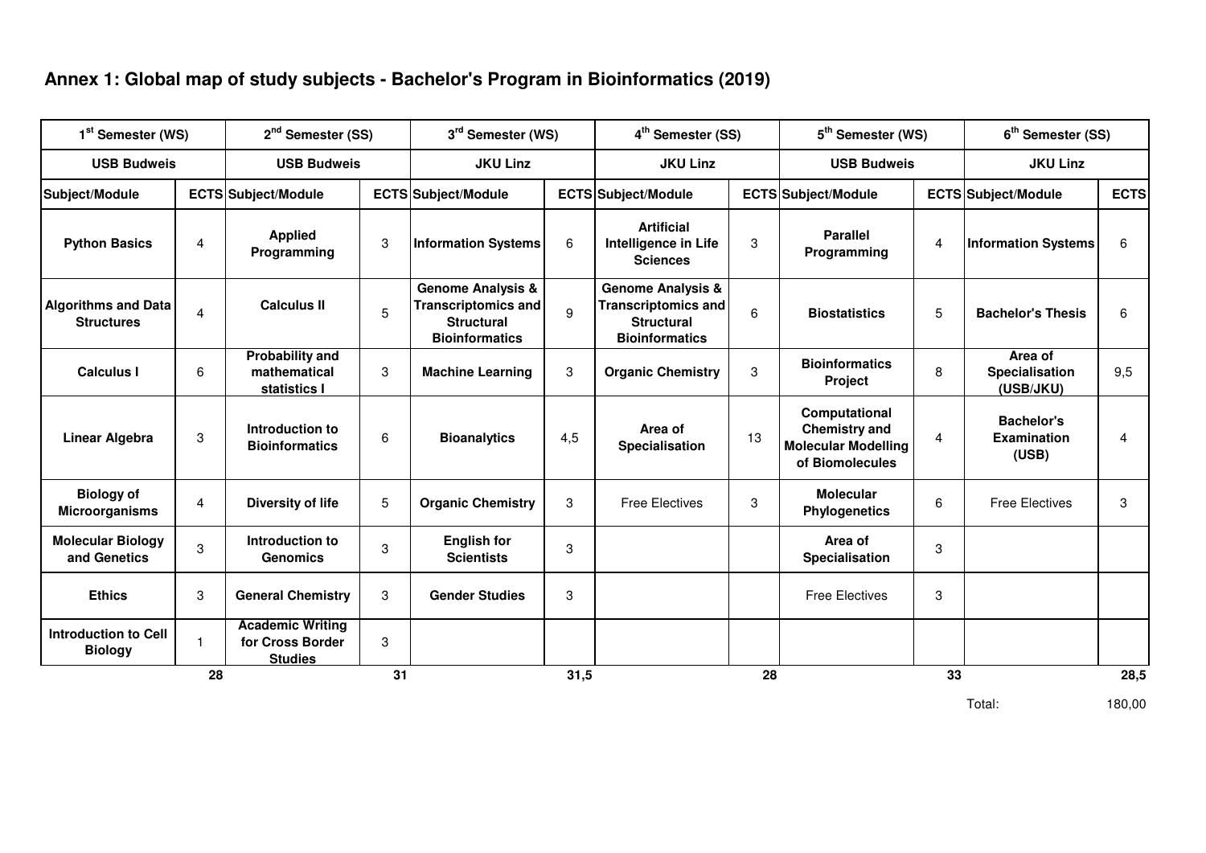## Annex 1: Global map of study subjects - Bachelor's Program in Bioinformatics (2019)

| 1st Semester (WS) | | 2nd Semester (SS) | | 3rd Semester (WS) | | 4th Semester (SS) | | 5th Semester (WS) | | 6th Semester (SS) | |
|---|---|---|---|---|---|---|---|---|---|---|---|
| USB Budweis | | USB Budweis | | JKU Linz | | JKU Linz | | USB Budweis | | JKU Linz | |
| **Subject/Module** | **ECTS** | **Subject/Module** | **ECTS** | **Subject/Module** | **ECTS** | **Subject/Module** | **ECTS** | **Subject/Module** | **ECTS** | **Subject/Module** | **ECTS** |
| **Python Basics** | 4 | **Applied Programming** | 3 | **Information Systems** | 6 | **Artificial Intelligence in Life Sciences** | 3 | **Parallel Programming** | 4 | **Information Systems** | 6 |
| **Algorithms and Data Structures** | 4 | **Calculus II** | 5 | **Genome Analysis & Transcriptomics and Structural Bioinformatics** | 9 | **Genome Analysis & Transcriptomics and Structural Bioinformatics** | 6 | **Biostatistics** | 5 | **Bachelor's Thesis** | 6 |
| **Calculus I** | 6 | **Probability and mathematical statistics I** | 3 | **Machine Learning** | 3 | **Organic Chemistry** | 3 | **Bioinformatics Project** | 8 | **Area of Specialisation (USB/JKU)** | 9,5 |
| **Linear Algebra** | 3 | **Introduction to Bioinformatics** | 6 | **Bioanalytics** | 4,5 | **Area of Specialisation** | 13 | **Computational Chemistry and Molecular Modelling of Biomolecules** | 4 | **Bachelor's Examination (USB)** | 4 |
| **Biology of Microorganisms** | 4 | **Diversity of life** | 5 | **Organic Chemistry** | 3 | Free Electives | 3 | **Molecular Phylogenetics** | 6 | Free Electives | 3 |
| **Molecular Biology and Genetics** | 3 | **Introduction to Genomics** | 3 | **English for Scientists** | 3 | | | **Area of Specialisation** | 3 | | |
| **Ethics** | 3 | **General Chemistry** | 3 | **Gender Studies** | 3 | | | Free Electives | 3 | | |
| **Introduction to Cell Biology** | 1 | **Academic Writing for Cross Border Studies** | 3 | | | | | | | | |
| | **28** | | **31** | | **31,5** | | **28** | | **33** | | **28,5** |

Total: 180,00